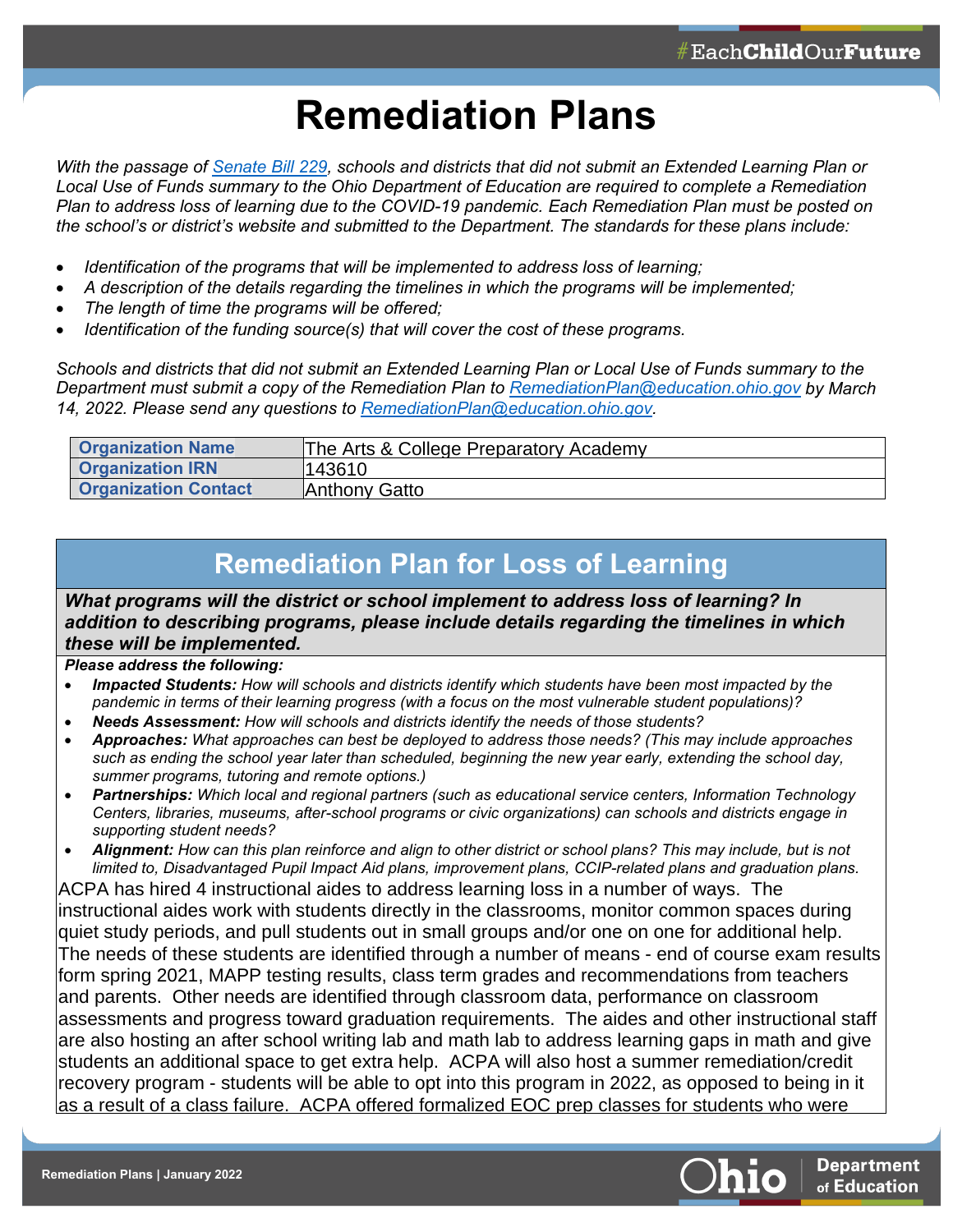# Remediation Plans

*With the passage of [Senate Bill 229](), schools and districts that did not submit an Extended Learning Plan or Local Use of Funds summary to the Ohio Department of Education are required to complete a Remediation Plan to address loss of learning due to the COVID-19 pandemic. Each Remediation Plan must be posted on the school's or district's website and submitted to the Department. The standards for these plans include:*

- *Identification of the programs that will be implemented to address loss of learning;*
- *A description of the details regarding the timelines in which the programs will be implemented;*
- *The length of time the programs will be offered;*
- *Identification of the funding source(s) that will cover the cost of these programs.*

*Schools and districts that did not submit an Extended Learning Plan or Local Use of Funds summary to the Department must submit a copy of the Remediation Plan to [RemediationPlan@education.ohio.gov]() by March 14, 2022. Please send any questions to [RemediationPlan@education.ohio.gov]().*

| **Organization Name** | The Arts & College Preparatory Academy |
|---|---|
| **Organization IRN** | 143610 |
| **Organization Contact** | Anthony Gatto |

## Remediation Plan for Loss of Learning

***What programs will the district or school implement to address loss of learning? In addition to describing programs, please include details regarding the timelines in which these will be implemented.***

***Please address the following:***

- ***Impacted Students:*** *How will schools and districts identify which students have been most impacted by the pandemic in terms of their learning progress (with a focus on the most vulnerable student populations)?*
- ***Needs Assessment:*** *How will schools and districts identify the needs of those students?*
- ***Approaches:*** *What approaches can best be deployed to address those needs? (This may include approaches such as ending the school year later than scheduled, beginning the new year early, extending the school day, summer programs, tutoring and remote options.)*
- ***Partnerships:*** *Which local and regional partners (such as educational service centers, Information Technology Centers, libraries, museums, after-school programs or civic organizations) can schools and districts engage in supporting student needs?*
- ***Alignment:*** *How can this plan reinforce and align to other district or school plans? This may include, but is not limited to, Disadvantaged Pupil Impact Aid plans, improvement plans, CCIP-related plans and graduation plans.*

ACPA has hired 4 instructional aides to address learning loss in a number of ways. The instructional aides work with students directly in the classrooms, monitor common spaces during quiet study periods, and pull students out in small groups and/or one on one for additional help. The needs of these students are identified through a number of means - end of course exam results form spring 2021, MAPP testing results, class term grades and recommendations from teachers and parents. Other needs are identified through classroom data, performance on classroom assessments and progress toward graduation requirements. The aides and other instructional staff are also hosting an after school writing lab and math lab to address learning gaps in math and give students an additional space to get extra help. ACPA will also host a summer remediation/credit recovery program - students will be able to opt into this program in 2022, as opposed to being in it as a result of a class failure. ACPA offered formalized EOC prep classes for students who were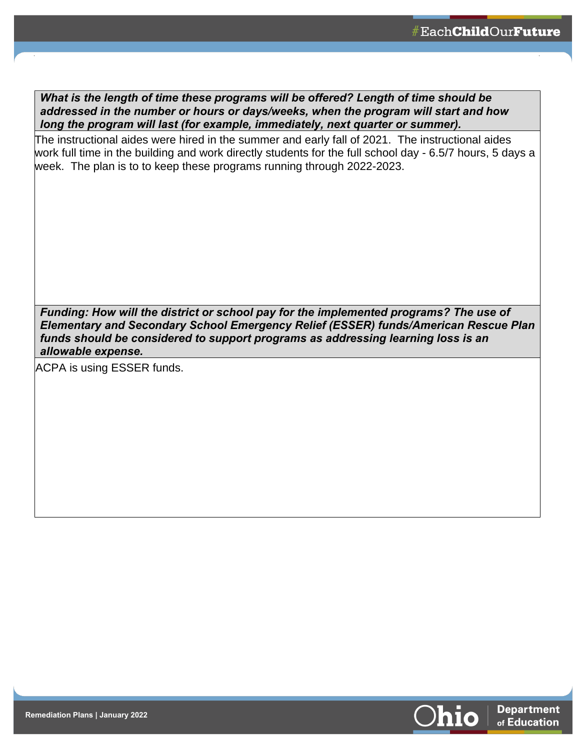***What is the length of time these programs will be offered? Length of time should be addressed in the number or hours or days/weeks, when the program will start and how long the program will last (for example, immediately, next quarter or summer).***

The instructional aides were hired in the summer and early fall of 2021. The instructional aides work full time in the building and work directly students for the full school day - 6.5/7 hours, 5 days a week. The plan is to to keep these programs running through 2022-2023.

***Funding: How will the district or school pay for the implemented programs? The use of Elementary and Secondary School Emergency Relief (ESSER) funds/American Rescue Plan funds should be considered to support programs as addressing learning loss is an allowable expense.***

ACPA is using ESSER funds.